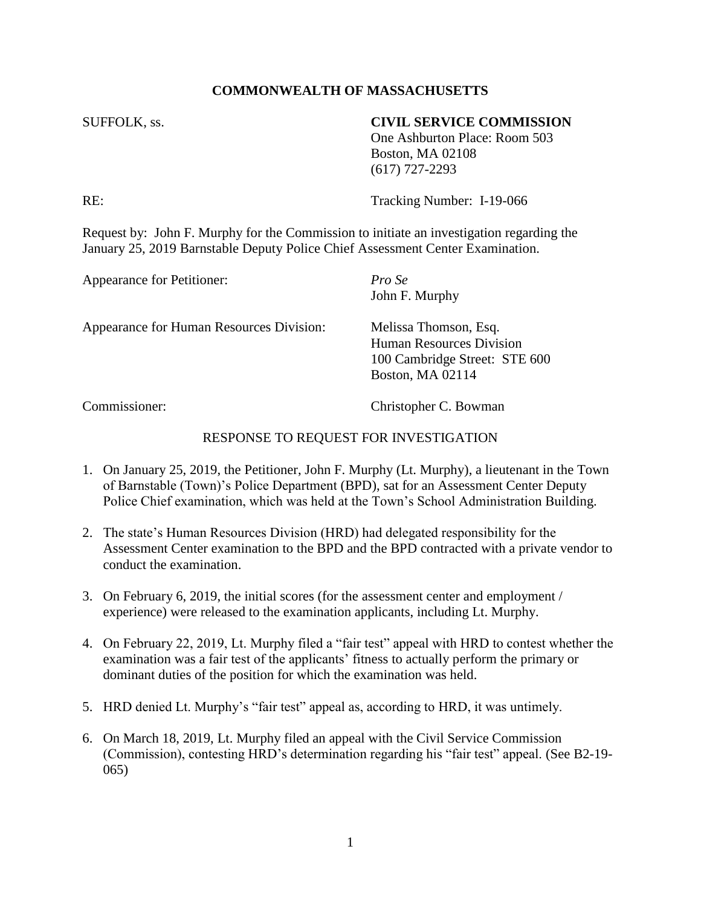**COMMONWEALTH OF MASSACHUSETTS**

SUFFOLK, ss.

**CIVIL SERVICE COMMISSION**
One Ashburton Place: Room 503
Boston, MA 02108
(617) 727-2293

RE: Tracking Number: I-19-066

Request by: John F. Murphy for the Commission to initiate an investigation regarding the January 25, 2019 Barnstable Deputy Police Chief Assessment Center Examination.

Appearance for Petitioner: *Pro Se*
John F. Murphy

Appearance for Human Resources Division: Melissa Thomson, Esq.
Human Resources Division
100 Cambridge Street: STE 600
Boston, MA 02114

Commissioner: Christopher C. Bowman

RESPONSE TO REQUEST FOR INVESTIGATION

1. On January 25, 2019, the Petitioner, John F. Murphy (Lt. Murphy), a lieutenant in the Town of Barnstable (Town)'s Police Department (BPD), sat for an Assessment Center Deputy Police Chief examination, which was held at the Town's School Administration Building.

2. The state's Human Resources Division (HRD) had delegated responsibility for the Assessment Center examination to the BPD and the BPD contracted with a private vendor to conduct the examination.

3. On February 6, 2019, the initial scores (for the assessment center and employment / experience) were released to the examination applicants, including Lt. Murphy.

4. On February 22, 2019, Lt. Murphy filed a "fair test" appeal with HRD to contest whether the examination was a fair test of the applicants' fitness to actually perform the primary or dominant duties of the position for which the examination was held.

5. HRD denied Lt. Murphy's "fair test" appeal as, according to HRD, it was untimely.

6. On March 18, 2019, Lt. Murphy filed an appeal with the Civil Service Commission (Commission), contesting HRD's determination regarding his "fair test" appeal. (See B2-19-065)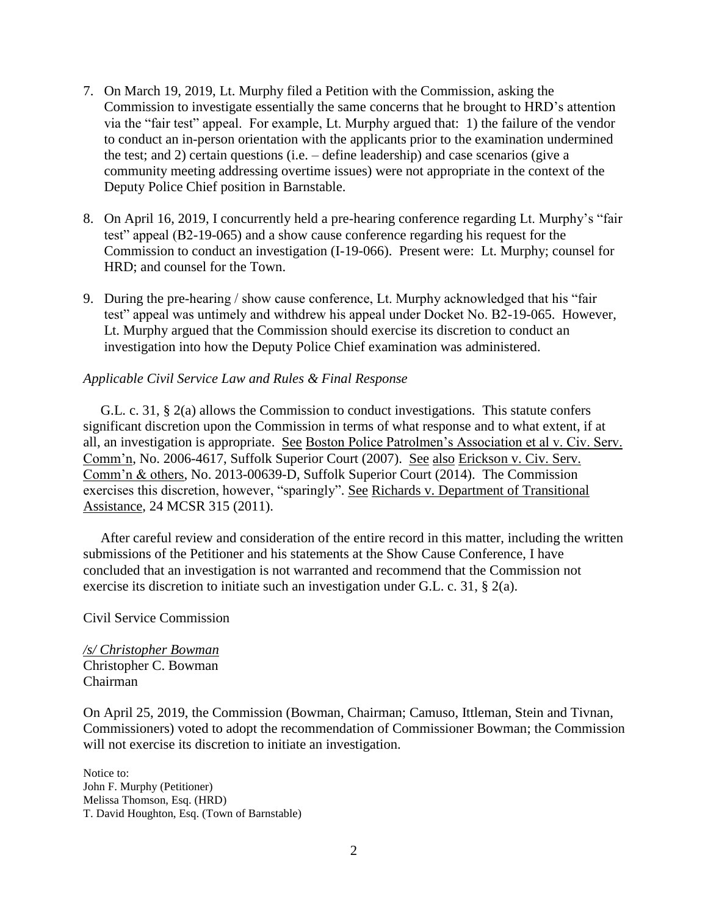7. On March 19, 2019, Lt. Murphy filed a Petition with the Commission, asking the Commission to investigate essentially the same concerns that he brought to HRD's attention via the "fair test" appeal. For example, Lt. Murphy argued that: 1) the failure of the vendor to conduct an in-person orientation with the applicants prior to the examination undermined the test; and 2) certain questions (i.e. – define leadership) and case scenarios (give a community meeting addressing overtime issues) were not appropriate in the context of the Deputy Police Chief position in Barnstable.

8. On April 16, 2019, I concurrently held a pre-hearing conference regarding Lt. Murphy's "fair test" appeal (B2-19-065) and a show cause conference regarding his request for the Commission to conduct an investigation (I-19-066). Present were: Lt. Murphy; counsel for HRD; and counsel for the Town.

9. During the pre-hearing / show cause conference, Lt. Murphy acknowledged that his "fair test" appeal was untimely and withdrew his appeal under Docket No. B2-19-065. However, Lt. Murphy argued that the Commission should exercise its discretion to conduct an investigation into how the Deputy Police Chief examination was administered.

*Applicable Civil Service Law and Rules & Final Response*

G.L. c. 31, § 2(a) allows the Commission to conduct investigations. This statute confers significant discretion upon the Commission in terms of what response and to what extent, if at all, an investigation is appropriate. See Boston Police Patrolmen's Association et al v. Civ. Serv. Comm'n, No. 2006-4617, Suffolk Superior Court (2007). See also Erickson v. Civ. Serv. Comm'n & others, No. 2013-00639-D, Suffolk Superior Court (2014). The Commission exercises this discretion, however, "sparingly". See Richards v. Department of Transitional Assistance, 24 MCSR 315 (2011).

After careful review and consideration of the entire record in this matter, including the written submissions of the Petitioner and his statements at the Show Cause Conference, I have concluded that an investigation is not warranted and recommend that the Commission not exercise its discretion to initiate such an investigation under G.L. c. 31, § 2(a).

Civil Service Commission

*/s/ Christopher Bowman*
Christopher C. Bowman
Chairman

On April 25, 2019, the Commission (Bowman, Chairman; Camuso, Ittleman, Stein and Tivnan, Commissioners) voted to adopt the recommendation of Commissioner Bowman; the Commission will not exercise its discretion to initiate an investigation.

Notice to:
John F. Murphy (Petitioner)
Melissa Thomson, Esq. (HRD)
T. David Houghton, Esq. (Town of Barnstable)